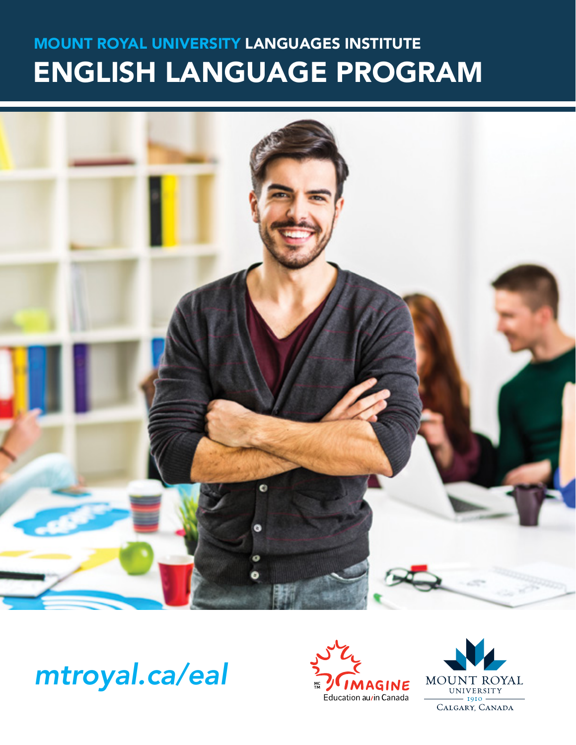MOUNT ROYAL UNIVERSITY LANGUAGES INSTITUTE

# ENGLISH LANGUAGE PROGRAM

*mtroyal.ca/eal*

MC TM IMAGINE Education au/in Canada

MOUNT ROYAL UNIVERSITY 1910 CALGARY, CANADA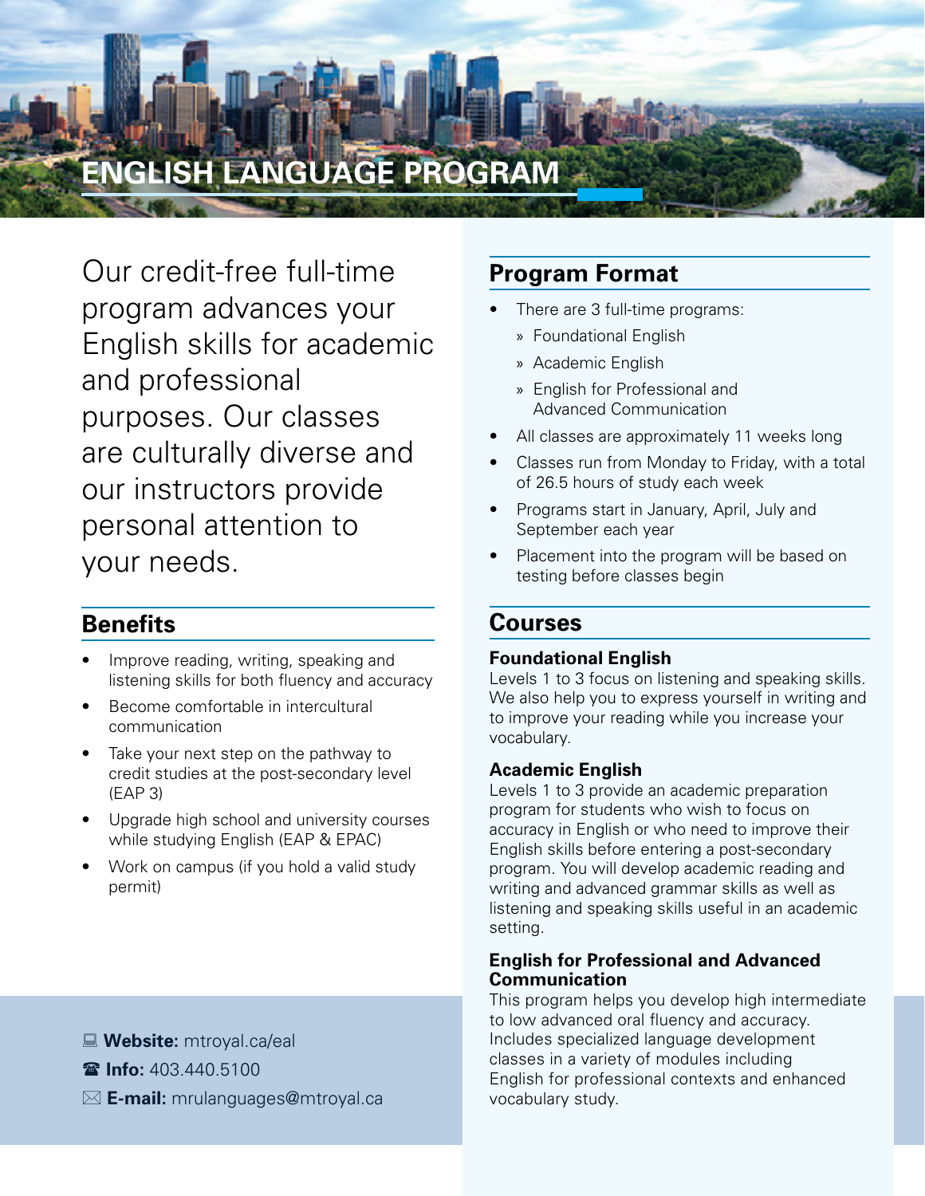# ENGLISH LANGUAGE PROGRAM

Our credit-free full-time program advances your English skills for academic and professional purposes. Our classes are culturally diverse and our instructors provide personal attention to your needs.

## Benefits

- Improve reading, writing, speaking and listening skills for both fluency and accuracy
- Become comfortable in intercultural communication
- Take your next step on the pathway to credit studies at the post-secondary level (EAP 3)
- Upgrade high school and university courses while studying English (EAP & EPAC)
- Work on campus (if you hold a valid study permit)

💻 **Website:** mtroyal.ca/eal
☎ **Info:** 403.440.5100
✉ **E-mail:** mrulanguages@mtroyal.ca

## Program Format

- There are 3 full-time programs:
  - Foundational English
  - Academic English
  - English for Professional and Advanced Communication
- All classes are approximately 11 weeks long
- Classes run from Monday to Friday, with a total of 26.5 hours of study each week
- Programs start in January, April, July and September each year
- Placement into the program will be based on testing before classes begin

## Courses

### Foundational English

Levels 1 to 3 focus on listening and speaking skills. We also help you to express yourself in writing and to improve your reading while you increase your vocabulary.

### Academic English

Levels 1 to 3 provide an academic preparation program for students who wish to focus on accuracy in English or who need to improve their English skills before entering a post-secondary program. You will develop academic reading and writing and advanced grammar skills as well as listening and speaking skills useful in an academic setting.

### English for Professional and Advanced Communication

This program helps you develop high intermediate to low advanced oral fluency and accuracy. Includes specialized language development classes in a variety of modules including English for professional contexts and enhanced vocabulary study.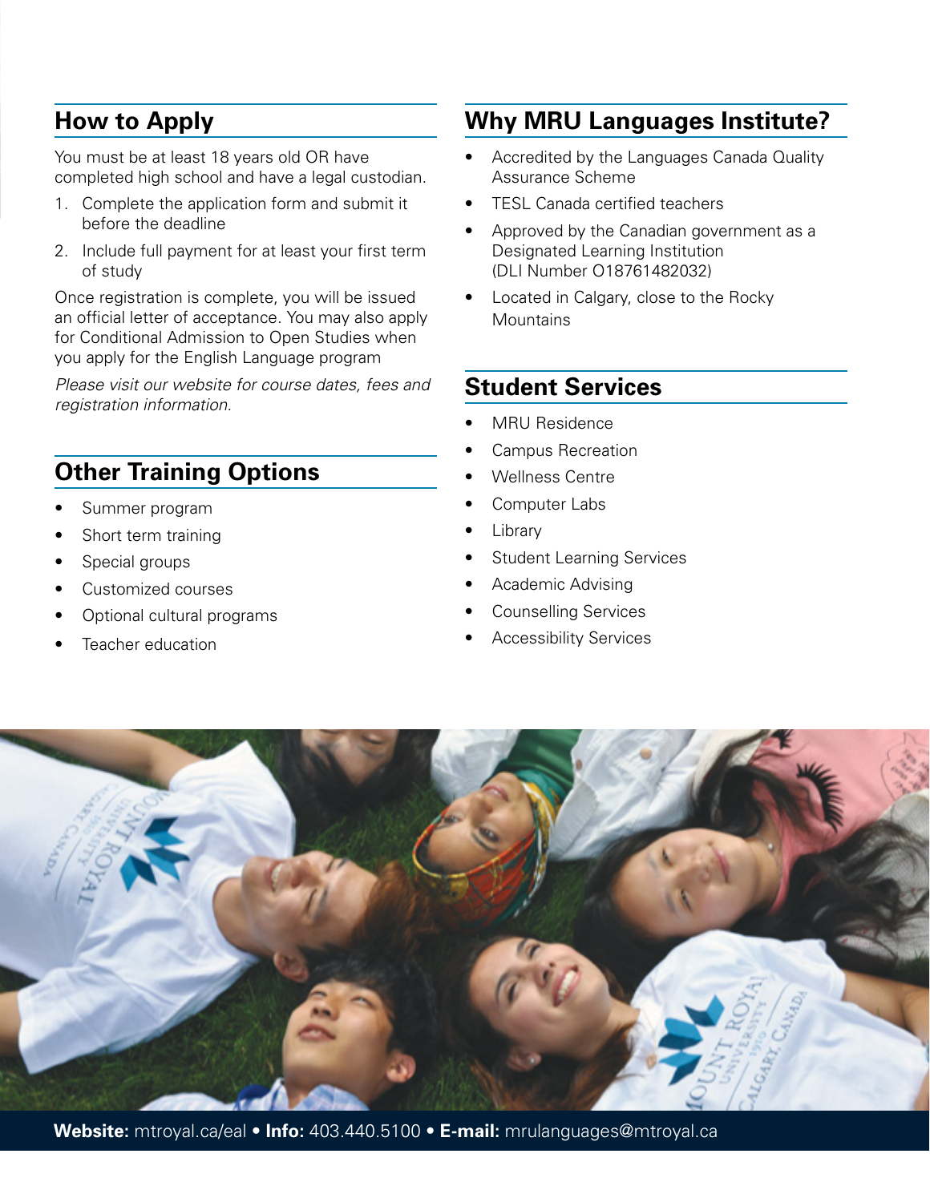## How to Apply

You must be at least 18 years old OR have completed high school and have a legal custodian.

1. Complete the application form and submit it before the deadline
2. Include full payment for at least your first term of study

Once registration is complete, you will be issued an official letter of acceptance. You may also apply for Conditional Admission to Open Studies when you apply for the English Language program

*Please visit our website for course dates, fees and registration information.*

## Other Training Options

- Summer program
- Short term training
- Special groups
- Customized courses
- Optional cultural programs
- Teacher education

## Why MRU Languages Institute?

- Accredited by the Languages Canada Quality Assurance Scheme
- TESL Canada certified teachers
- Approved by the Canadian government as a Designated Learning Institution (DLI Number O18761482032)
- Located in Calgary, close to the Rocky Mountains

## Student Services

- MRU Residence
- Campus Recreation
- Wellness Centre
- Computer Labs
- Library
- Student Learning Services
- Academic Advising
- Counselling Services
- Accessibility Services

**Website:** mtroyal.ca/eal • **Info:** 403.440.5100 • **E-mail:** mrulanguages@mtroyal.ca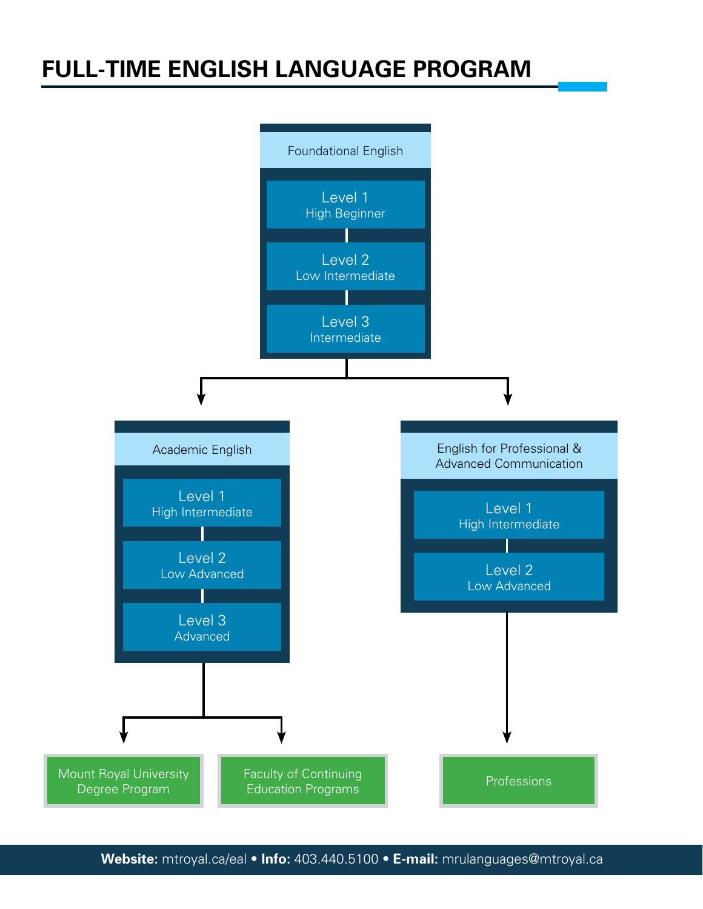# FULL-TIME ENGLISH LANGUAGE PROGRAM

Foundational English

Level 1
High Beginner

Level 2
Low Intermediate

Level 3
Intermediate

Academic English

Level 1
High Intermediate

Level 2
Low Advanced

Level 3
Advanced

English for Professional & Advanced Communication

Level 1
High Intermediate

Level 2
Low Advanced

Mount Royal University Degree Program

Faculty of Continuing Education Programs

Professions

**Website:** mtroyal.ca/eal • **Info:** 403.440.5100 • **E-mail:** mrulanguages@mtroyal.ca